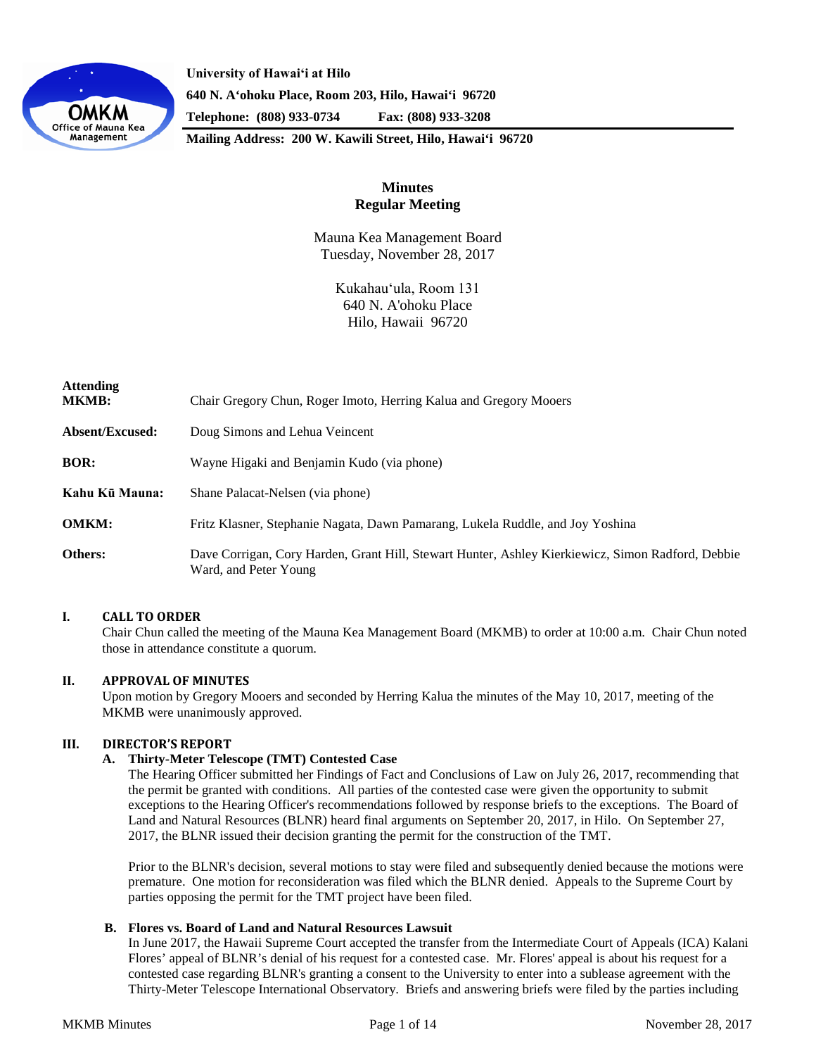**University of Hawaiʻi at Hilo**
**640 N. Aʻohoku Place, Room 203, Hilo, Hawaiʻi 96720**
**Telephone: (808) 933-0734 Fax: (808) 933-3208**
**Mailing Address: 200 W. Kawili Street, Hilo, Hawaiʻi 96720**

# Minutes
## Regular Meeting

Mauna Kea Management Board
Tuesday, November 28, 2017

Kukahauʻula, Room 131
640 N. A'ohoku Place
Hilo, Hawaii 96720

| | |
|---|---|
| **Attending MKMB:** | Chair Gregory Chun, Roger Imoto, Herring Kalua and Gregory Mooers |
| **Absent/Excused:** | Doug Simons and Lehua Veincent |
| **BOR:** | Wayne Higaki and Benjamin Kudo (via phone) |
| **Kahu Kū Mauna:** | Shane Palacat-Nelsen (via phone) |
| **OMKM:** | Fritz Klasner, Stephanie Nagata, Dawn Pamarang, Lukela Ruddle, and Joy Yoshina |
| **Others:** | Dave Corrigan, Cory Harden, Grant Hill, Stewart Hunter, Ashley Kierkiewicz, Simon Radford, Debbie Ward, and Peter Young |

### I. CALL TO ORDER

Chair Chun called the meeting of the Mauna Kea Management Board (MKMB) to order at 10:00 a.m. Chair Chun noted those in attendance constitute a quorum.

### II. APPROVAL OF MINUTES

Upon motion by Gregory Mooers and seconded by Herring Kalua the minutes of the May 10, 2017, meeting of the MKMB were unanimously approved.

### III. DIRECTOR'S REPORT

#### A. Thirty-Meter Telescope (TMT) Contested Case

The Hearing Officer submitted her Findings of Fact and Conclusions of Law on July 26, 2017, recommending that the permit be granted with conditions. All parties of the contested case were given the opportunity to submit exceptions to the Hearing Officer's recommendations followed by response briefs to the exceptions. The Board of Land and Natural Resources (BLNR) heard final arguments on September 20, 2017, in Hilo. On September 27, 2017, the BLNR issued their decision granting the permit for the construction of the TMT.

Prior to the BLNR's decision, several motions to stay were filed and subsequently denied because the motions were premature. One motion for reconsideration was filed which the BLNR denied. Appeals to the Supreme Court by parties opposing the permit for the TMT project have been filed.

#### B. Flores vs. Board of Land and Natural Resources Lawsuit

In June 2017, the Hawaii Supreme Court accepted the transfer from the Intermediate Court of Appeals (ICA) Kalani Flores' appeal of BLNR's denial of his request for a contested case. Mr. Flores' appeal is about his request for a contested case regarding BLNR's granting a consent to the University to enter into a sublease agreement with the Thirty-Meter Telescope International Observatory. Briefs and answering briefs were filed by the parties including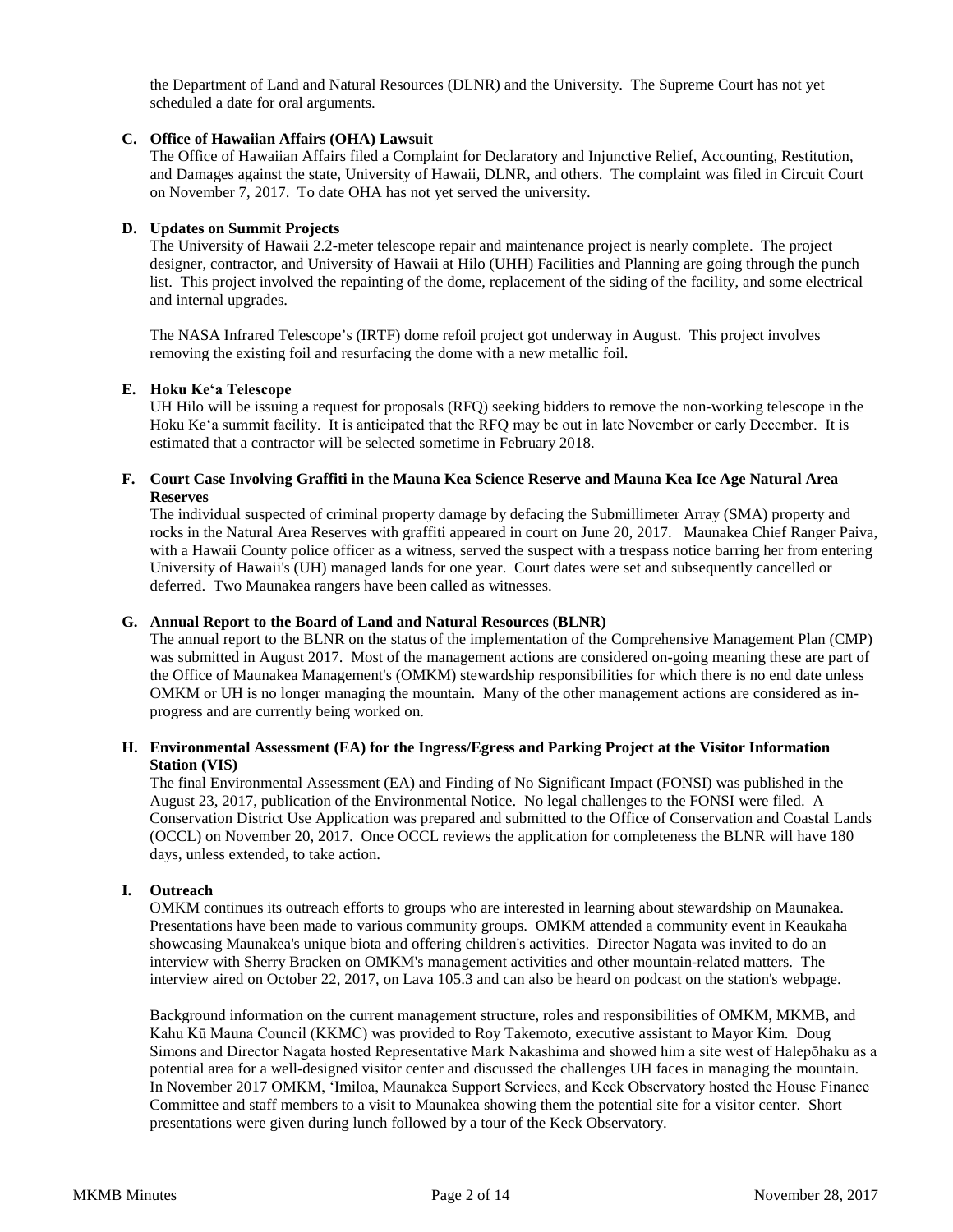the Department of Land and Natural Resources (DLNR) and the University. The Supreme Court has not yet scheduled a date for oral arguments.

**C. Office of Hawaiian Affairs (OHA) Lawsuit**

The Office of Hawaiian Affairs filed a Complaint for Declaratory and Injunctive Relief, Accounting, Restitution, and Damages against the state, University of Hawaii, DLNR, and others. The complaint was filed in Circuit Court on November 7, 2017. To date OHA has not yet served the university.

**D. Updates on Summit Projects**

The University of Hawaii 2.2-meter telescope repair and maintenance project is nearly complete. The project designer, contractor, and University of Hawaii at Hilo (UHH) Facilities and Planning are going through the punch list. This project involved the repainting of the dome, replacement of the siding of the facility, and some electrical and internal upgrades.

The NASA Infrared Telescope's (IRTF) dome refoil project got underway in August. This project involves removing the existing foil and resurfacing the dome with a new metallic foil.

**E. Hoku Ke'a Telescope**

UH Hilo will be issuing a request for proposals (RFQ) seeking bidders to remove the non-working telescope in the Hoku Ke'a summit facility. It is anticipated that the RFQ may be out in late November or early December. It is estimated that a contractor will be selected sometime in February 2018.

**F. Court Case Involving Graffiti in the Mauna Kea Science Reserve and Mauna Kea Ice Age Natural Area Reserves**

The individual suspected of criminal property damage by defacing the Submillimeter Array (SMA) property and rocks in the Natural Area Reserves with graffiti appeared in court on June 20, 2017. Maunakea Chief Ranger Paiva, with a Hawaii County police officer as a witness, served the suspect with a trespass notice barring her from entering University of Hawaii's (UH) managed lands for one year. Court dates were set and subsequently cancelled or deferred. Two Maunakea rangers have been called as witnesses.

**G. Annual Report to the Board of Land and Natural Resources (BLNR)**

The annual report to the BLNR on the status of the implementation of the Comprehensive Management Plan (CMP) was submitted in August 2017. Most of the management actions are considered on-going meaning these are part of the Office of Maunakea Management's (OMKM) stewardship responsibilities for which there is no end date unless OMKM or UH is no longer managing the mountain. Many of the other management actions are considered as in-progress and are currently being worked on.

**H. Environmental Assessment (EA) for the Ingress/Egress and Parking Project at the Visitor Information Station (VIS)**

The final Environmental Assessment (EA) and Finding of No Significant Impact (FONSI) was published in the August 23, 2017, publication of the Environmental Notice. No legal challenges to the FONSI were filed. A Conservation District Use Application was prepared and submitted to the Office of Conservation and Coastal Lands (OCCL) on November 20, 2017. Once OCCL reviews the application for completeness the BLNR will have 180 days, unless extended, to take action.

**I. Outreach**

OMKM continues its outreach efforts to groups who are interested in learning about stewardship on Maunakea. Presentations have been made to various community groups. OMKM attended a community event in Keaukaha showcasing Maunakea's unique biota and offering children's activities. Director Nagata was invited to do an interview with Sherry Bracken on OMKM's management activities and other mountain-related matters. The interview aired on October 22, 2017, on Lava 105.3 and can also be heard on podcast on the station's webpage.

Background information on the current management structure, roles and responsibilities of OMKM, MKMB, and Kahu Kū Mauna Council (KKMC) was provided to Roy Takemoto, executive assistant to Mayor Kim. Doug Simons and Director Nagata hosted Representative Mark Nakashima and showed him a site west of Halepōhaku as a potential area for a well-designed visitor center and discussed the challenges UH faces in managing the mountain. In November 2017 OMKM, 'Imiloa, Maunakea Support Services, and Keck Observatory hosted the House Finance Committee and staff members to a visit to Maunakea showing them the potential site for a visitor center. Short presentations were given during lunch followed by a tour of the Keck Observatory.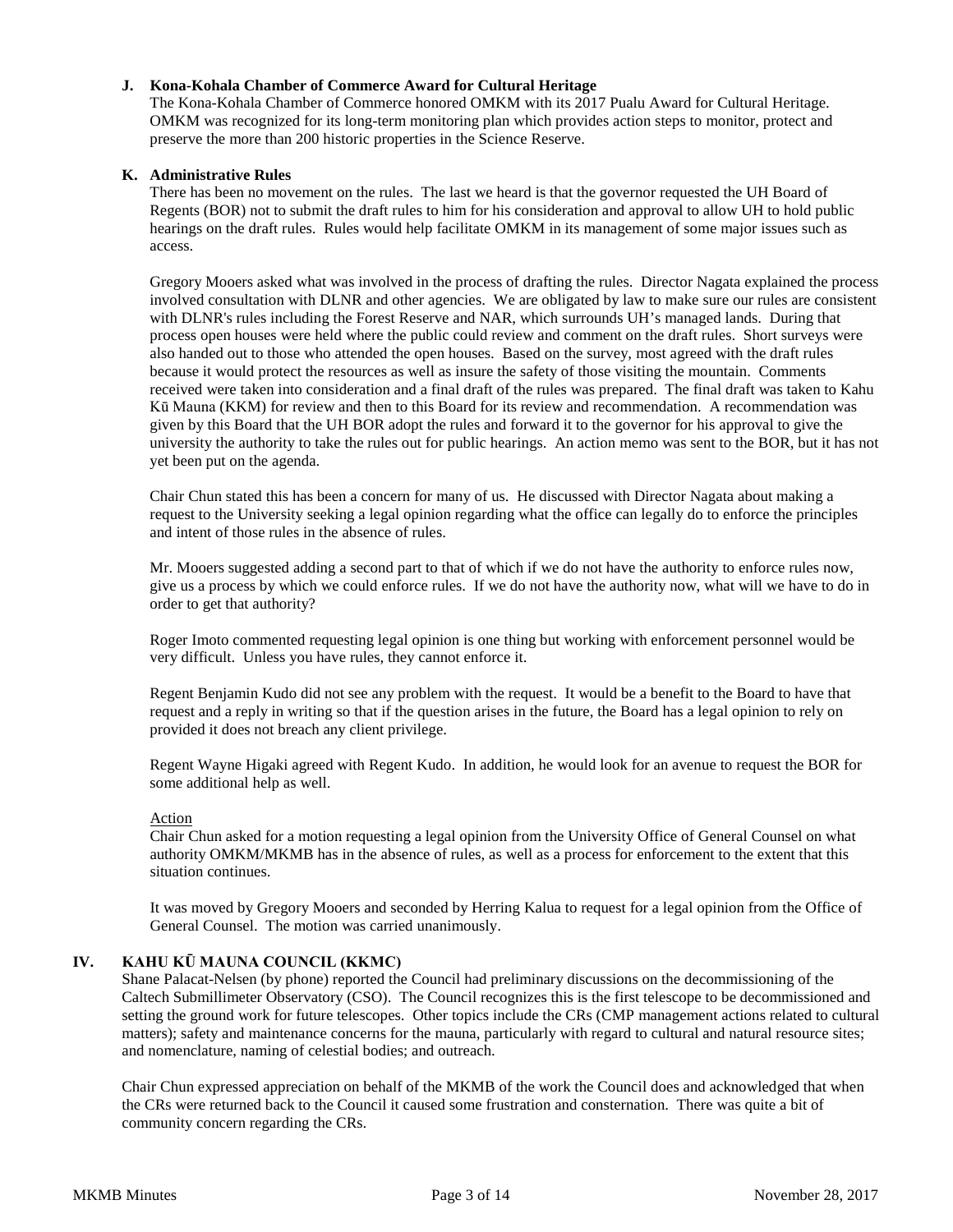### J. Kona-Kohala Chamber of Commerce Award for Cultural Heritage

The Kona-Kohala Chamber of Commerce honored OMKM with its 2017 Pualu Award for Cultural Heritage. OMKM was recognized for its long-term monitoring plan which provides action steps to monitor, protect and preserve the more than 200 historic properties in the Science Reserve.

### K. Administrative Rules

There has been no movement on the rules. The last we heard is that the governor requested the UH Board of Regents (BOR) not to submit the draft rules to him for his consideration and approval to allow UH to hold public hearings on the draft rules. Rules would help facilitate OMKM in its management of some major issues such as access.

Gregory Mooers asked what was involved in the process of drafting the rules. Director Nagata explained the process involved consultation with DLNR and other agencies. We are obligated by law to make sure our rules are consistent with DLNR's rules including the Forest Reserve and NAR, which surrounds UH's managed lands. During that process open houses were held where the public could review and comment on the draft rules. Short surveys were also handed out to those who attended the open houses. Based on the survey, most agreed with the draft rules because it would protect the resources as well as insure the safety of those visiting the mountain. Comments received were taken into consideration and a final draft of the rules was prepared. The final draft was taken to Kahu Kū Mauna (KKM) for review and then to this Board for its review and recommendation. A recommendation was given by this Board that the UH BOR adopt the rules and forward it to the governor for his approval to give the university the authority to take the rules out for public hearings. An action memo was sent to the BOR, but it has not yet been put on the agenda.

Chair Chun stated this has been a concern for many of us. He discussed with Director Nagata about making a request to the University seeking a legal opinion regarding what the office can legally do to enforce the principles and intent of those rules in the absence of rules.

Mr. Mooers suggested adding a second part to that of which if we do not have the authority to enforce rules now, give us a process by which we could enforce rules. If we do not have the authority now, what will we have to do in order to get that authority?

Roger Imoto commented requesting legal opinion is one thing but working with enforcement personnel would be very difficult. Unless you have rules, they cannot enforce it.

Regent Benjamin Kudo did not see any problem with the request. It would be a benefit to the Board to have that request and a reply in writing so that if the question arises in the future, the Board has a legal opinion to rely on provided it does not breach any client privilege.

Regent Wayne Higaki agreed with Regent Kudo. In addition, he would look for an avenue to request the BOR for some additional help as well.

Action

Chair Chun asked for a motion requesting a legal opinion from the University Office of General Counsel on what authority OMKM/MKMB has in the absence of rules, as well as a process for enforcement to the extent that this situation continues.

It was moved by Gregory Mooers and seconded by Herring Kalua to request for a legal opinion from the Office of General Counsel. The motion was carried unanimously.

## IV. KAHU KŪ MAUNA COUNCIL (KKMC)

Shane Palacat-Nelsen (by phone) reported the Council had preliminary discussions on the decommissioning of the Caltech Submillimeter Observatory (CSO). The Council recognizes this is the first telescope to be decommissioned and setting the ground work for future telescopes. Other topics include the CRs (CMP management actions related to cultural matters); safety and maintenance concerns for the mauna, particularly with regard to cultural and natural resource sites; and nomenclature, naming of celestial bodies; and outreach.

Chair Chun expressed appreciation on behalf of the MKMB of the work the Council does and acknowledged that when the CRs were returned back to the Council it caused some frustration and consternation. There was quite a bit of community concern regarding the CRs.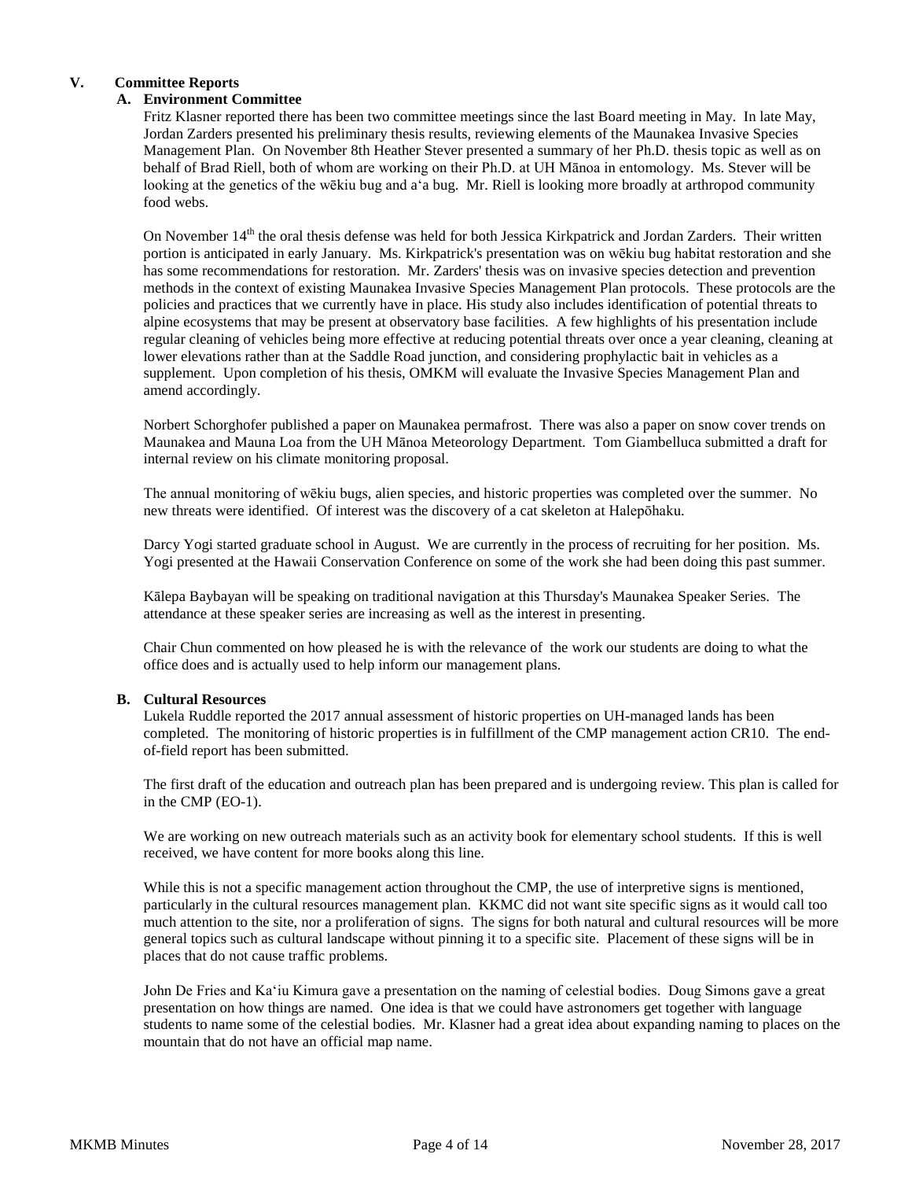## V. Committee Reports

### A. Environment Committee

Fritz Klasner reported there has been two committee meetings since the last Board meeting in May. In late May, Jordan Zarders presented his preliminary thesis results, reviewing elements of the Maunakea Invasive Species Management Plan. On November 8th Heather Stever presented a summary of her Ph.D. thesis topic as well as on behalf of Brad Riell, both of whom are working on their Ph.D. at UH Mānoa in entomology. Ms. Stever will be looking at the genetics of the wēkiu bug and aʻa bug. Mr. Riell is looking more broadly at arthropod community food webs.

On November 14th the oral thesis defense was held for both Jessica Kirkpatrick and Jordan Zarders. Their written portion is anticipated in early January. Ms. Kirkpatrick's presentation was on wēkiu bug habitat restoration and she has some recommendations for restoration. Mr. Zarders' thesis was on invasive species detection and prevention methods in the context of existing Maunakea Invasive Species Management Plan protocols. These protocols are the policies and practices that we currently have in place. His study also includes identification of potential threats to alpine ecosystems that may be present at observatory base facilities. A few highlights of his presentation include regular cleaning of vehicles being more effective at reducing potential threats over once a year cleaning, cleaning at lower elevations rather than at the Saddle Road junction, and considering prophylactic bait in vehicles as a supplement. Upon completion of his thesis, OMKM will evaluate the Invasive Species Management Plan and amend accordingly.

Norbert Schorghofer published a paper on Maunakea permafrost. There was also a paper on snow cover trends on Maunakea and Mauna Loa from the UH Mānoa Meteorology Department. Tom Giambelluca submitted a draft for internal review on his climate monitoring proposal.

The annual monitoring of wēkiu bugs, alien species, and historic properties was completed over the summer. No new threats were identified. Of interest was the discovery of a cat skeleton at Halepōhaku.

Darcy Yogi started graduate school in August. We are currently in the process of recruiting for her position. Ms. Yogi presented at the Hawaii Conservation Conference on some of the work she had been doing this past summer.

Kālepa Baybayan will be speaking on traditional navigation at this Thursday's Maunakea Speaker Series. The attendance at these speaker series are increasing as well as the interest in presenting.

Chair Chun commented on how pleased he is with the relevance of the work our students are doing to what the office does and is actually used to help inform our management plans.

### B. Cultural Resources

Lukela Ruddle reported the 2017 annual assessment of historic properties on UH-managed lands has been completed. The monitoring of historic properties is in fulfillment of the CMP management action CR10. The end-of-field report has been submitted.

The first draft of the education and outreach plan has been prepared and is undergoing review. This plan is called for in the CMP (EO-1).

We are working on new outreach materials such as an activity book for elementary school students. If this is well received, we have content for more books along this line.

While this is not a specific management action throughout the CMP, the use of interpretive signs is mentioned, particularly in the cultural resources management plan. KKMC did not want site specific signs as it would call too much attention to the site, nor a proliferation of signs. The signs for both natural and cultural resources will be more general topics such as cultural landscape without pinning it to a specific site. Placement of these signs will be in places that do not cause traffic problems.

John De Fries and Kaʻiu Kimura gave a presentation on the naming of celestial bodies. Doug Simons gave a great presentation on how things are named. One idea is that we could have astronomers get together with language students to name some of the celestial bodies. Mr. Klasner had a great idea about expanding naming to places on the mountain that do not have an official map name.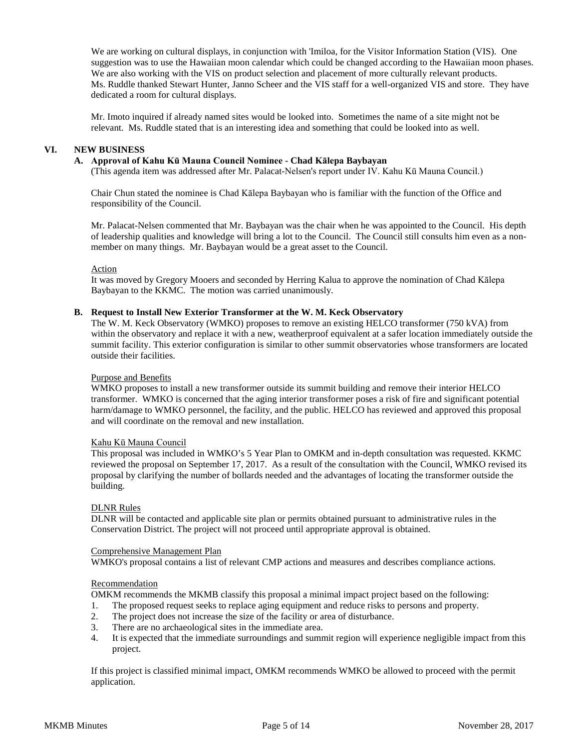We are working on cultural displays, in conjunction with 'Imiloa, for the Visitor Information Station (VIS). One suggestion was to use the Hawaiian moon calendar which could be changed according to the Hawaiian moon phases. We are also working with the VIS on product selection and placement of more culturally relevant products. Ms. Ruddle thanked Stewart Hunter, Janno Scheer and the VIS staff for a well-organized VIS and store. They have dedicated a room for cultural displays.

Mr. Imoto inquired if already named sites would be looked into. Sometimes the name of a site might not be relevant. Ms. Ruddle stated that is an interesting idea and something that could be looked into as well.

## VI. NEW BUSINESS

### A. Approval of Kahu Kū Mauna Council Nominee - Chad Kālepa Baybayan

(This agenda item was addressed after Mr. Palacat-Nelsen's report under IV. Kahu Kū Mauna Council.)

Chair Chun stated the nominee is Chad Kālepa Baybayan who is familiar with the function of the Office and responsibility of the Council.

Mr. Palacat-Nelsen commented that Mr. Baybayan was the chair when he was appointed to the Council. His depth of leadership qualities and knowledge will bring a lot to the Council. The Council still consults him even as a non-member on many things. Mr. Baybayan would be a great asset to the Council.

Action

It was moved by Gregory Mooers and seconded by Herring Kalua to approve the nomination of Chad Kālepa Baybayan to the KKMC. The motion was carried unanimously.

### B. Request to Install New Exterior Transformer at the W. M. Keck Observatory

The W. M. Keck Observatory (WMKO) proposes to remove an existing HELCO transformer (750 kVA) from within the observatory and replace it with a new, weatherproof equivalent at a safer location immediately outside the summit facility. This exterior configuration is similar to other summit observatories whose transformers are located outside their facilities.

Purpose and Benefits

WMKO proposes to install a new transformer outside its summit building and remove their interior HELCO transformer. WMKO is concerned that the aging interior transformer poses a risk of fire and significant potential harm/damage to WMKO personnel, the facility, and the public. HELCO has reviewed and approved this proposal and will coordinate on the removal and new installation.

Kahu Kū Mauna Council

This proposal was included in WMKO's 5 Year Plan to OMKM and in-depth consultation was requested. KKMC reviewed the proposal on September 17, 2017. As a result of the consultation with the Council, WMKO revised its proposal by clarifying the number of bollards needed and the advantages of locating the transformer outside the building.

DLNR Rules

DLNR will be contacted and applicable site plan or permits obtained pursuant to administrative rules in the Conservation District. The project will not proceed until appropriate approval is obtained.

Comprehensive Management Plan

WMKO's proposal contains a list of relevant CMP actions and measures and describes compliance actions.

Recommendation

OMKM recommends the MKMB classify this proposal a minimal impact project based on the following:

1. The proposed request seeks to replace aging equipment and reduce risks to persons and property.
2. The project does not increase the size of the facility or area of disturbance.
3. There are no archaeological sites in the immediate area.
4. It is expected that the immediate surroundings and summit region will experience negligible impact from this project.

If this project is classified minimal impact, OMKM recommends WMKO be allowed to proceed with the permit application.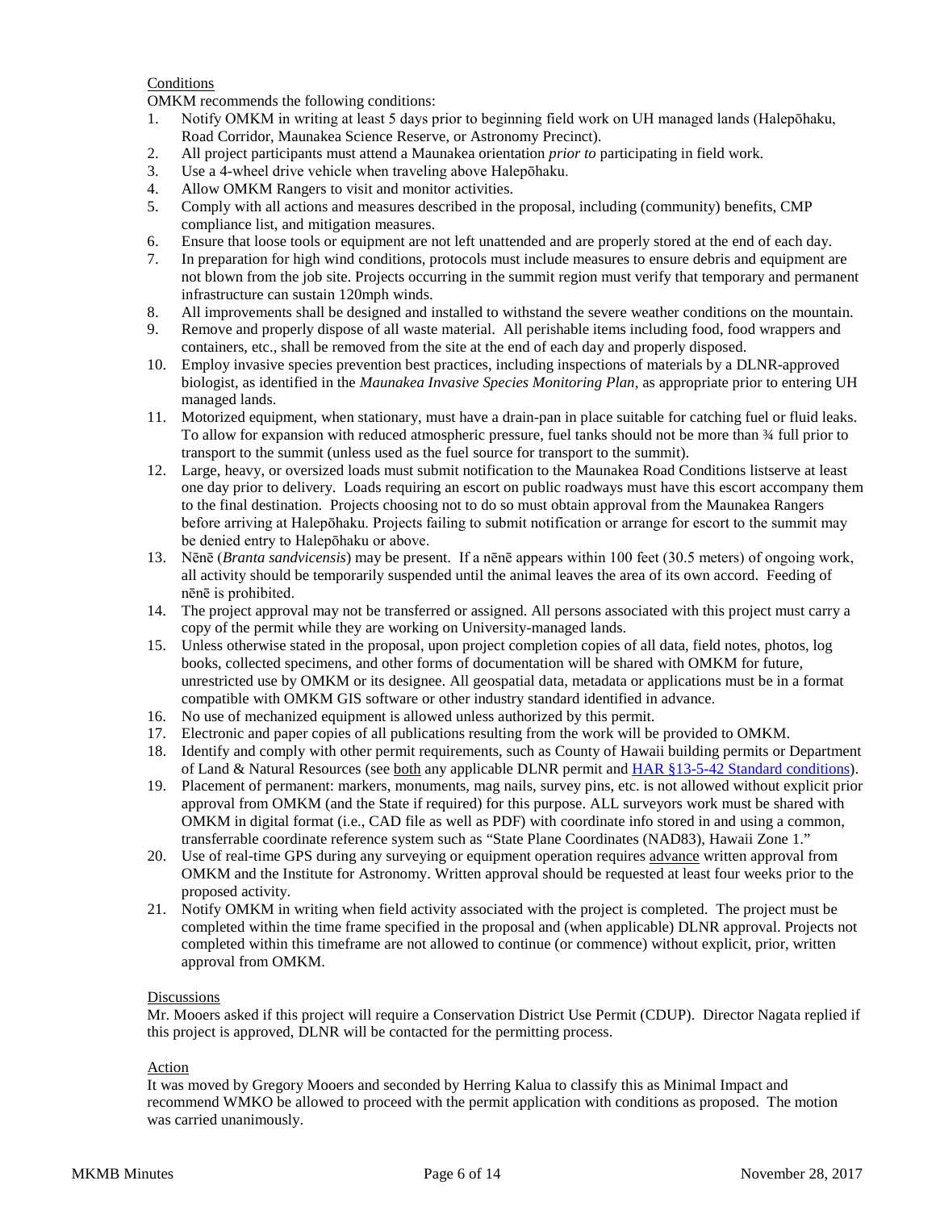Conditions

OMKM recommends the following conditions:

1. Notify OMKM in writing at least 5 days prior to beginning field work on UH managed lands (Halepōhaku, Road Corridor, Maunakea Science Reserve, or Astronomy Precinct).
2. All project participants must attend a Maunakea orientation *prior to* participating in field work.
3. Use a 4-wheel drive vehicle when traveling above Halepōhaku.
4. Allow OMKM Rangers to visit and monitor activities.
5. Comply with all actions and measures described in the proposal, including (community) benefits, CMP compliance list, and mitigation measures.
6. Ensure that loose tools or equipment are not left unattended and are properly stored at the end of each day.
7. In preparation for high wind conditions, protocols must include measures to ensure debris and equipment are not blown from the job site. Projects occurring in the summit region must verify that temporary and permanent infrastructure can sustain 120mph winds.
8. All improvements shall be designed and installed to withstand the severe weather conditions on the mountain.
9. Remove and properly dispose of all waste material. All perishable items including food, food wrappers and containers, etc., shall be removed from the site at the end of each day and properly disposed.
10. Employ invasive species prevention best practices, including inspections of materials by a DLNR-approved biologist, as identified in the *Maunakea Invasive Species Monitoring Plan*, as appropriate prior to entering UH managed lands.
11. Motorized equipment, when stationary, must have a drain-pan in place suitable for catching fuel or fluid leaks. To allow for expansion with reduced atmospheric pressure, fuel tanks should not be more than ¾ full prior to transport to the summit (unless used as the fuel source for transport to the summit).
12. Large, heavy, or oversized loads must submit notification to the Maunakea Road Conditions listserve at least one day prior to delivery. Loads requiring an escort on public roadways must have this escort accompany them to the final destination. Projects choosing not to do so must obtain approval from the Maunakea Rangers before arriving at Halepōhaku. Projects failing to submit notification or arrange for escort to the summit may be denied entry to Halepōhaku or above.
13. Nēnē (*Branta sandvicensis*) may be present. If a nēnē appears within 100 feet (30.5 meters) of ongoing work, all activity should be temporarily suspended until the animal leaves the area of its own accord. Feeding of nēnē is prohibited.
14. The project approval may not be transferred or assigned. All persons associated with this project must carry a copy of the permit while they are working on University-managed lands.
15. Unless otherwise stated in the proposal, upon project completion copies of all data, field notes, photos, log books, collected specimens, and other forms of documentation will be shared with OMKM for future, unrestricted use by OMKM or its designee. All geospatial data, metadata or applications must be in a format compatible with OMKM GIS software or other industry standard identified in advance.
16. No use of mechanized equipment is allowed unless authorized by this permit.
17. Electronic and paper copies of all publications resulting from the work will be provided to OMKM.
18. Identify and comply with other permit requirements, such as County of Hawaii building permits or Department of Land & Natural Resources (see both any applicable DLNR permit and HAR §13-5-42 Standard conditions).
19. Placement of permanent: markers, monuments, mag nails, survey pins, etc. is not allowed without explicit prior approval from OMKM (and the State if required) for this purpose. ALL surveyors work must be shared with OMKM in digital format (i.e., CAD file as well as PDF) with coordinate info stored in and using a common, transferrable coordinate reference system such as "State Plane Coordinates (NAD83), Hawaii Zone 1."
20. Use of real-time GPS during any surveying or equipment operation requires advance written approval from OMKM and the Institute for Astronomy. Written approval should be requested at least four weeks prior to the proposed activity.
21. Notify OMKM in writing when field activity associated with the project is completed. The project must be completed within the time frame specified in the proposal and (when applicable) DLNR approval. Projects not completed within this timeframe are not allowed to continue (or commence) without explicit, prior, written approval from OMKM.

Discussions

Mr. Mooers asked if this project will require a Conservation District Use Permit (CDUP). Director Nagata replied if this project is approved, DLNR will be contacted for the permitting process.

Action

It was moved by Gregory Mooers and seconded by Herring Kalua to classify this as Minimal Impact and recommend WMKO be allowed to proceed with the permit application with conditions as proposed. The motion was carried unanimously.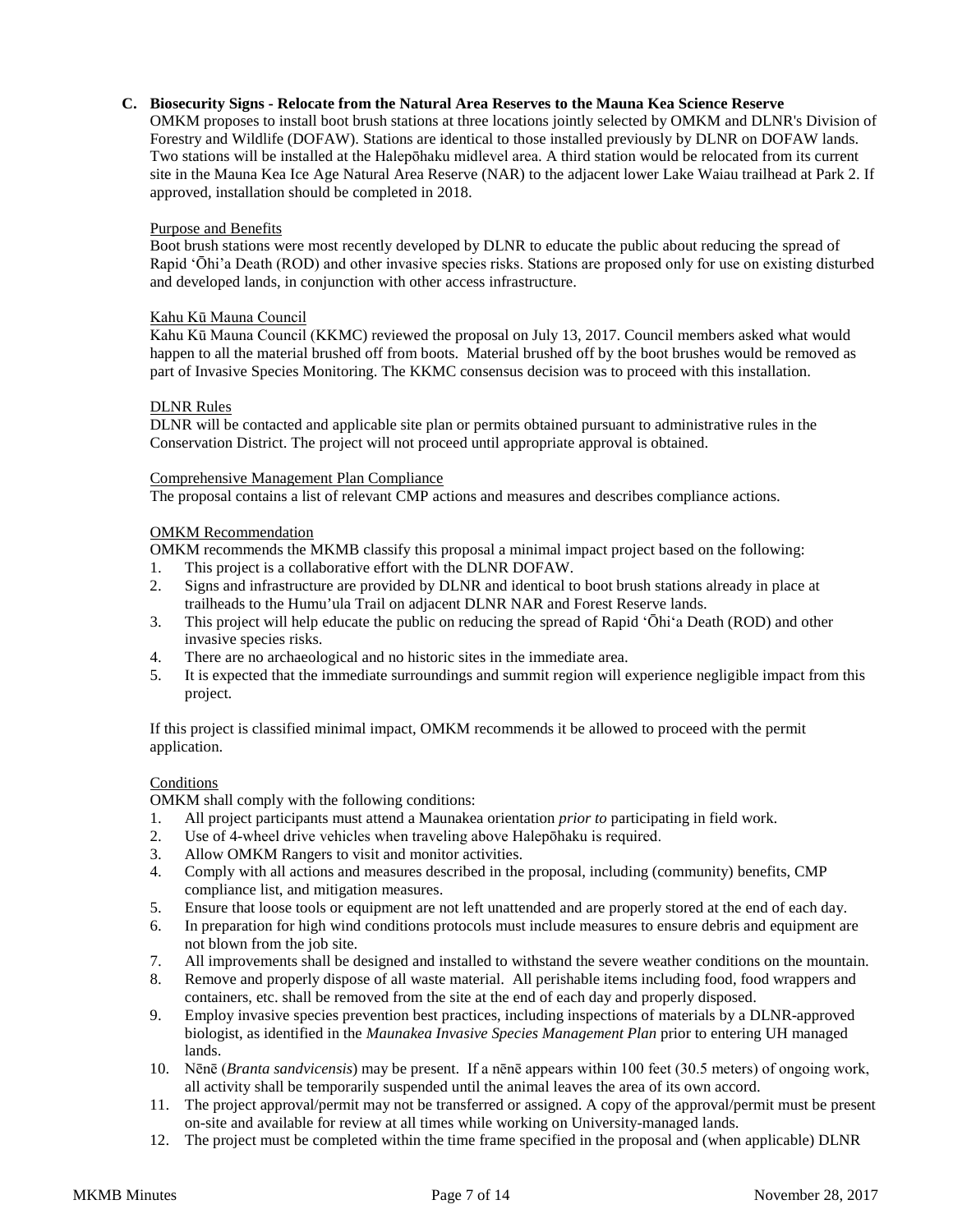**C. Biosecurity Signs - Relocate from the Natural Area Reserves to the Mauna Kea Science Reserve**

OMKM proposes to install boot brush stations at three locations jointly selected by OMKM and DLNR's Division of Forestry and Wildlife (DOFAW). Stations are identical to those installed previously by DLNR on DOFAW lands. Two stations will be installed at the Halepōhaku midlevel area. A third station would be relocated from its current site in the Mauna Kea Ice Age Natural Area Reserve (NAR) to the adjacent lower Lake Waiau trailhead at Park 2. If approved, installation should be completed in 2018.

Purpose and Benefits

Boot brush stations were most recently developed by DLNR to educate the public about reducing the spread of Rapid ʻŌhiʼa Death (ROD) and other invasive species risks. Stations are proposed only for use on existing disturbed and developed lands, in conjunction with other access infrastructure.

Kahu Kū Mauna Council

Kahu Kū Mauna Council (KKMC) reviewed the proposal on July 13, 2017. Council members asked what would happen to all the material brushed off from boots. Material brushed off by the boot brushes would be removed as part of Invasive Species Monitoring. The KKMC consensus decision was to proceed with this installation.

DLNR Rules

DLNR will be contacted and applicable site plan or permits obtained pursuant to administrative rules in the Conservation District. The project will not proceed until appropriate approval is obtained.

Comprehensive Management Plan Compliance

The proposal contains a list of relevant CMP actions and measures and describes compliance actions.

OMKM Recommendation

OMKM recommends the MKMB classify this proposal a minimal impact project based on the following:

1. This project is a collaborative effort with the DLNR DOFAW.
2. Signs and infrastructure are provided by DLNR and identical to boot brush stations already in place at trailheads to the Humuʼula Trail on adjacent DLNR NAR and Forest Reserve lands.
3. This project will help educate the public on reducing the spread of Rapid ʻŌhiʻa Death (ROD) and other invasive species risks.
4. There are no archaeological and no historic sites in the immediate area.
5. It is expected that the immediate surroundings and summit region will experience negligible impact from this project.

If this project is classified minimal impact, OMKM recommends it be allowed to proceed with the permit application.

Conditions

OMKM shall comply with the following conditions:

1. All project participants must attend a Maunakea orientation *prior to* participating in field work.
2. Use of 4-wheel drive vehicles when traveling above Halepōhaku is required.
3. Allow OMKM Rangers to visit and monitor activities.
4. Comply with all actions and measures described in the proposal, including (community) benefits, CMP compliance list, and mitigation measures.
5. Ensure that loose tools or equipment are not left unattended and are properly stored at the end of each day.
6. In preparation for high wind conditions protocols must include measures to ensure debris and equipment are not blown from the job site.
7. All improvements shall be designed and installed to withstand the severe weather conditions on the mountain.
8. Remove and properly dispose of all waste material. All perishable items including food, food wrappers and containers, etc. shall be removed from the site at the end of each day and properly disposed.
9. Employ invasive species prevention best practices, including inspections of materials by a DLNR-approved biologist, as identified in the *Maunakea Invasive Species Management Plan* prior to entering UH managed lands.
10. Nēnē (*Branta sandvicensis*) may be present. If a nēnē appears within 100 feet (30.5 meters) of ongoing work, all activity shall be temporarily suspended until the animal leaves the area of its own accord.
11. The project approval/permit may not be transferred or assigned. A copy of the approval/permit must be present on-site and available for review at all times while working on University-managed lands.
12. The project must be completed within the time frame specified in the proposal and (when applicable) DLNR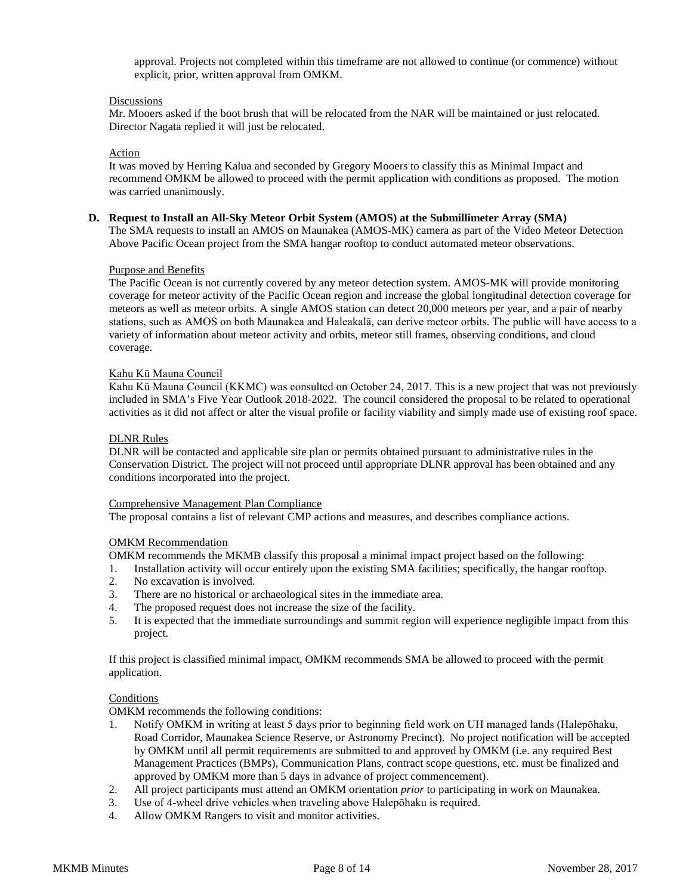approval. Projects not completed within this timeframe are not allowed to continue (or commence) without explicit, prior, written approval from OMKM.

Discussions

Mr. Mooers asked if the boot brush that will be relocated from the NAR will be maintained or just relocated. Director Nagata replied it will just be relocated.

Action

It was moved by Herring Kalua and seconded by Gregory Mooers to classify this as Minimal Impact and recommend OMKM be allowed to proceed with the permit application with conditions as proposed. The motion was carried unanimously.

**D. Request to Install an All-Sky Meteor Orbit System (AMOS) at the Submillimeter Array (SMA)**

The SMA requests to install an AMOS on Maunakea (AMOS-MK) camera as part of the Video Meteor Detection Above Pacific Ocean project from the SMA hangar rooftop to conduct automated meteor observations.

Purpose and Benefits

The Pacific Ocean is not currently covered by any meteor detection system. AMOS-MK will provide monitoring coverage for meteor activity of the Pacific Ocean region and increase the global longitudinal detection coverage for meteors as well as meteor orbits. A single AMOS station can detect 20,000 meteors per year, and a pair of nearby stations, such as AMOS on both Maunakea and Haleakalā, can derive meteor orbits. The public will have access to a variety of information about meteor activity and orbits, meteor still frames, observing conditions, and cloud coverage.

Kahu Kū Mauna Council

Kahu Kū Mauna Council (KKMC) was consulted on October 24, 2017. This is a new project that was not previously included in SMA's Five Year Outlook 2018-2022. The council considered the proposal to be related to operational activities as it did not affect or alter the visual profile or facility viability and simply made use of existing roof space.

DLNR Rules

DLNR will be contacted and applicable site plan or permits obtained pursuant to administrative rules in the Conservation District. The project will not proceed until appropriate DLNR approval has been obtained and any conditions incorporated into the project.

Comprehensive Management Plan Compliance

The proposal contains a list of relevant CMP actions and measures, and describes compliance actions.

OMKM Recommendation

OMKM recommends the MKMB classify this proposal a minimal impact project based on the following:

1. Installation activity will occur entirely upon the existing SMA facilities; specifically, the hangar rooftop.
2. No excavation is involved.
3. There are no historical or archaeological sites in the immediate area.
4. The proposed request does not increase the size of the facility.
5. It is expected that the immediate surroundings and summit region will experience negligible impact from this project.

If this project is classified minimal impact, OMKM recommends SMA be allowed to proceed with the permit application.

Conditions

OMKM recommends the following conditions:

1. Notify OMKM in writing at least 5 days prior to beginning field work on UH managed lands (Halepōhaku, Road Corridor, Maunakea Science Reserve, or Astronomy Precinct). No project notification will be accepted by OMKM until all permit requirements are submitted to and approved by OMKM (i.e. any required Best Management Practices (BMPs), Communication Plans, contract scope questions, etc. must be finalized and approved by OMKM more than 5 days in advance of project commencement).
2. All project participants must attend an OMKM orientation *prior* to participating in work on Maunakea.
3. Use of 4-wheel drive vehicles when traveling above Halepōhaku is required.
4. Allow OMKM Rangers to visit and monitor activities.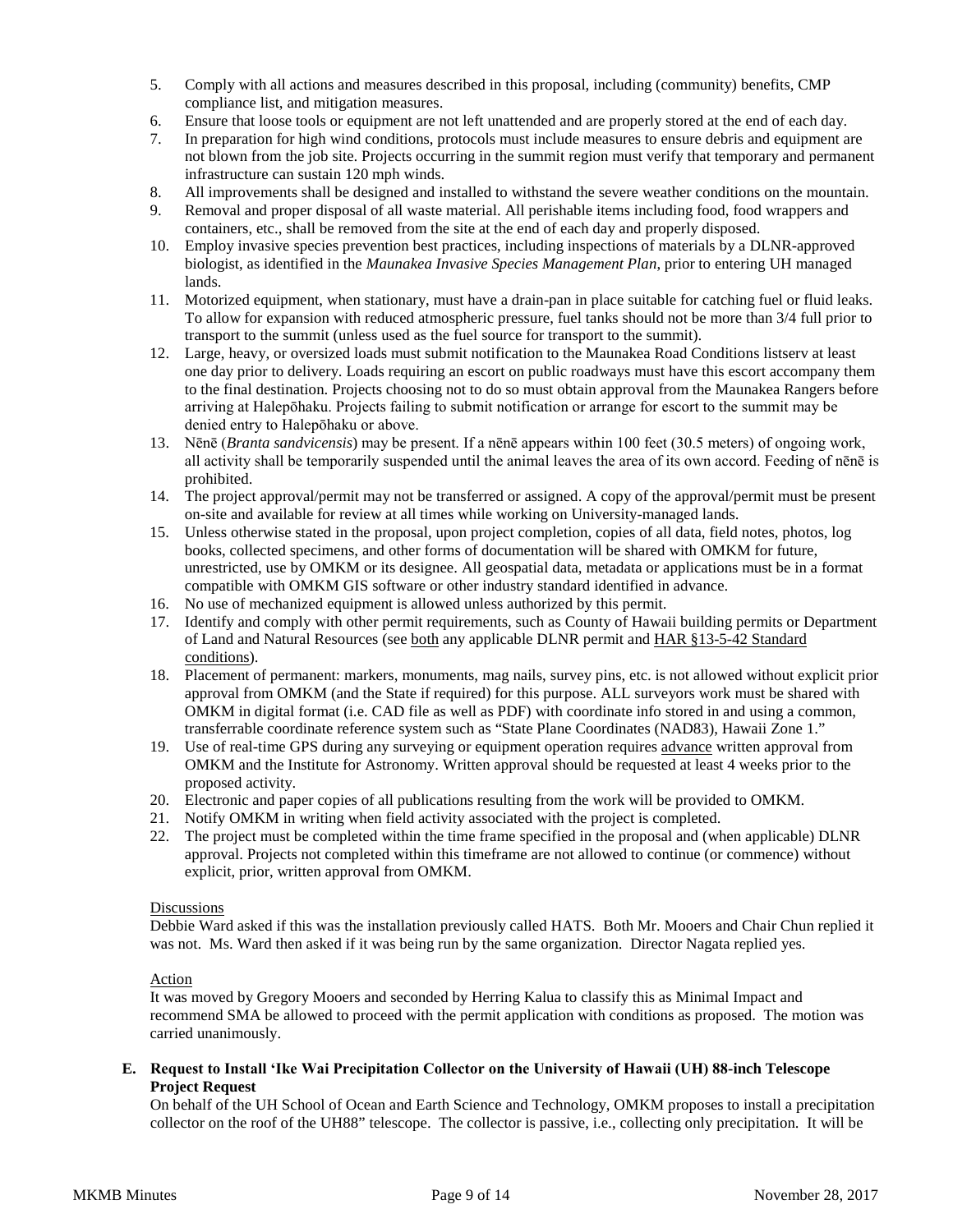5. Comply with all actions and measures described in this proposal, including (community) benefits, CMP compliance list, and mitigation measures.
6. Ensure that loose tools or equipment are not left unattended and are properly stored at the end of each day.
7. In preparation for high wind conditions, protocols must include measures to ensure debris and equipment are not blown from the job site. Projects occurring in the summit region must verify that temporary and permanent infrastructure can sustain 120 mph winds.
8. All improvements shall be designed and installed to withstand the severe weather conditions on the mountain.
9. Removal and proper disposal of all waste material. All perishable items including food, food wrappers and containers, etc., shall be removed from the site at the end of each day and properly disposed.
10. Employ invasive species prevention best practices, including inspections of materials by a DLNR-approved biologist, as identified in the *Maunakea Invasive Species Management Plan*, prior to entering UH managed lands.
11. Motorized equipment, when stationary, must have a drain-pan in place suitable for catching fuel or fluid leaks. To allow for expansion with reduced atmospheric pressure, fuel tanks should not be more than 3/4 full prior to transport to the summit (unless used as the fuel source for transport to the summit).
12. Large, heavy, or oversized loads must submit notification to the Maunakea Road Conditions listserv at least one day prior to delivery. Loads requiring an escort on public roadways must have this escort accompany them to the final destination. Projects choosing not to do so must obtain approval from the Maunakea Rangers before arriving at Halepōhaku. Projects failing to submit notification or arrange for escort to the summit may be denied entry to Halepōhaku or above.
13. Nēnē (*Branta sandvicensis*) may be present. If a nēnē appears within 100 feet (30.5 meters) of ongoing work, all activity shall be temporarily suspended until the animal leaves the area of its own accord. Feeding of nēnē is prohibited.
14. The project approval/permit may not be transferred or assigned. A copy of the approval/permit must be present on-site and available for review at all times while working on University-managed lands.
15. Unless otherwise stated in the proposal, upon project completion, copies of all data, field notes, photos, log books, collected specimens, and other forms of documentation will be shared with OMKM for future, unrestricted, use by OMKM or its designee. All geospatial data, metadata or applications must be in a format compatible with OMKM GIS software or other industry standard identified in advance.
16. No use of mechanized equipment is allowed unless authorized by this permit.
17. Identify and comply with other permit requirements, such as County of Hawaii building permits or Department of Land and Natural Resources (see both any applicable DLNR permit and HAR §13-5-42 Standard conditions).
18. Placement of permanent: markers, monuments, mag nails, survey pins, etc. is not allowed without explicit prior approval from OMKM (and the State if required) for this purpose. ALL surveyors work must be shared with OMKM in digital format (i.e. CAD file as well as PDF) with coordinate info stored in and using a common, transferrable coordinate reference system such as "State Plane Coordinates (NAD83), Hawaii Zone 1."
19. Use of real-time GPS during any surveying or equipment operation requires advance written approval from OMKM and the Institute for Astronomy. Written approval should be requested at least 4 weeks prior to the proposed activity.
20. Electronic and paper copies of all publications resulting from the work will be provided to OMKM.
21. Notify OMKM in writing when field activity associated with the project is completed.
22. The project must be completed within the time frame specified in the proposal and (when applicable) DLNR approval. Projects not completed within this timeframe are not allowed to continue (or commence) without explicit, prior, written approval from OMKM.

Discussions

Debbie Ward asked if this was the installation previously called HATS. Both Mr. Mooers and Chair Chun replied it was not. Ms. Ward then asked if it was being run by the same organization. Director Nagata replied yes.

Action

It was moved by Gregory Mooers and seconded by Herring Kalua to classify this as Minimal Impact and recommend SMA be allowed to proceed with the permit application with conditions as proposed. The motion was carried unanimously.

**E. Request to Install ʻIke Wai Precipitation Collector on the University of Hawaii (UH) 88-inch Telescope Project Request**

On behalf of the UH School of Ocean and Earth Science and Technology, OMKM proposes to install a precipitation collector on the roof of the UH88" telescope. The collector is passive, i.e., collecting only precipitation. It will be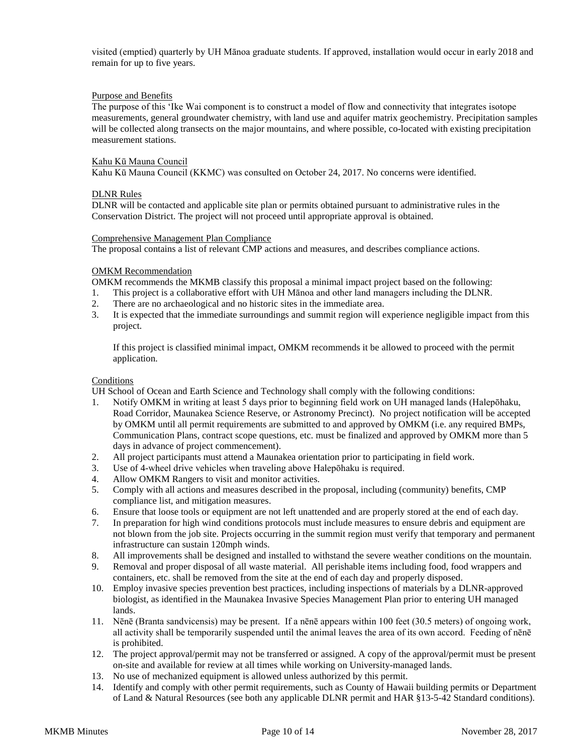visited (emptied) quarterly by UH Mānoa graduate students. If approved, installation would occur in early 2018 and remain for up to five years.

Purpose and Benefits

The purpose of this ʻIke Wai component is to construct a model of flow and connectivity that integrates isotope measurements, general groundwater chemistry, with land use and aquifer matrix geochemistry. Precipitation samples will be collected along transects on the major mountains, and where possible, co-located with existing precipitation measurement stations.

Kahu Kū Mauna Council

Kahu Kū Mauna Council (KKMC) was consulted on October 24, 2017. No concerns were identified.

DLNR Rules

DLNR will be contacted and applicable site plan or permits obtained pursuant to administrative rules in the Conservation District. The project will not proceed until appropriate approval is obtained.

Comprehensive Management Plan Compliance

The proposal contains a list of relevant CMP actions and measures, and describes compliance actions.

OMKM Recommendation

OMKM recommends the MKMB classify this proposal a minimal impact project based on the following:

1. This project is a collaborative effort with UH Mānoa and other land managers including the DLNR.
2. There are no archaeological and no historic sites in the immediate area.
3. It is expected that the immediate surroundings and summit region will experience negligible impact from this project.

   If this project is classified minimal impact, OMKM recommends it be allowed to proceed with the permit application.

Conditions

UH School of Ocean and Earth Science and Technology shall comply with the following conditions:

1. Notify OMKM in writing at least 5 days prior to beginning field work on UH managed lands (Halepōhaku, Road Corridor, Maunakea Science Reserve, or Astronomy Precinct). No project notification will be accepted by OMKM until all permit requirements are submitted to and approved by OMKM (i.e. any required BMPs, Communication Plans, contract scope questions, etc. must be finalized and approved by OMKM more than 5 days in advance of project commencement).
2. All project participants must attend a Maunakea orientation prior to participating in field work.
3. Use of 4-wheel drive vehicles when traveling above Halepōhaku is required.
4. Allow OMKM Rangers to visit and monitor activities.
5. Comply with all actions and measures described in the proposal, including (community) benefits, CMP compliance list, and mitigation measures.
6. Ensure that loose tools or equipment are not left unattended and are properly stored at the end of each day.
7. In preparation for high wind conditions protocols must include measures to ensure debris and equipment are not blown from the job site. Projects occurring in the summit region must verify that temporary and permanent infrastructure can sustain 120mph winds.
8. All improvements shall be designed and installed to withstand the severe weather conditions on the mountain.
9. Removal and proper disposal of all waste material. All perishable items including food, food wrappers and containers, etc. shall be removed from the site at the end of each day and properly disposed.
10. Employ invasive species prevention best practices, including inspections of materials by a DLNR-approved biologist, as identified in the Maunakea Invasive Species Management Plan prior to entering UH managed lands.
11. Nēnē (Branta sandvicensis) may be present. If a nēnē appears within 100 feet (30.5 meters) of ongoing work, all activity shall be temporarily suspended until the animal leaves the area of its own accord. Feeding of nēnē is prohibited.
12. The project approval/permit may not be transferred or assigned. A copy of the approval/permit must be present on-site and available for review at all times while working on University-managed lands.
13. No use of mechanized equipment is allowed unless authorized by this permit.
14. Identify and comply with other permit requirements, such as County of Hawaii building permits or Department of Land & Natural Resources (see both any applicable DLNR permit and HAR §13-5-42 Standard conditions).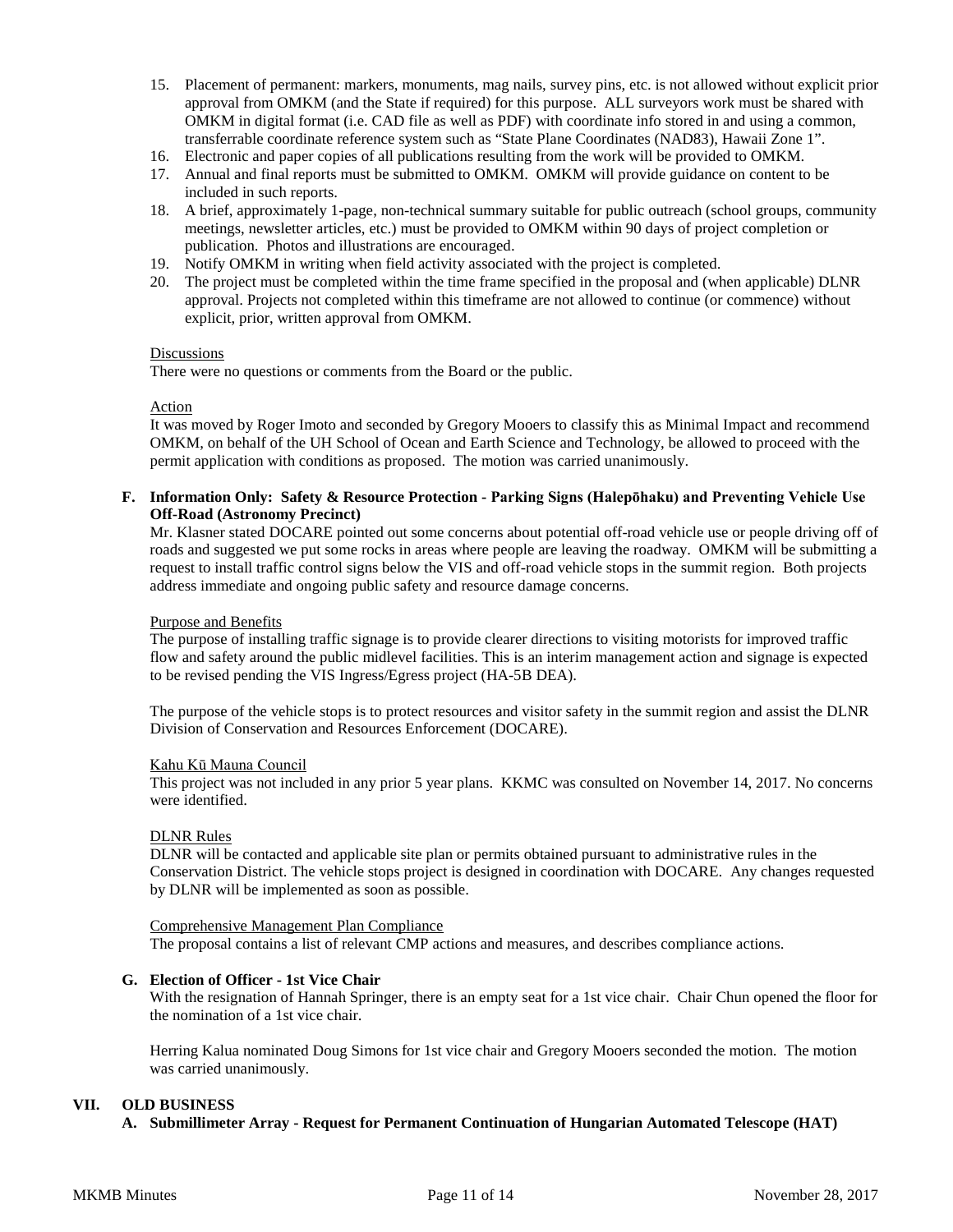15. Placement of permanent: markers, monuments, mag nails, survey pins, etc. is not allowed without explicit prior approval from OMKM (and the State if required) for this purpose. ALL surveyors work must be shared with OMKM in digital format (i.e. CAD file as well as PDF) with coordinate info stored in and using a common, transferrable coordinate reference system such as "State Plane Coordinates (NAD83), Hawaii Zone 1".
16. Electronic and paper copies of all publications resulting from the work will be provided to OMKM.
17. Annual and final reports must be submitted to OMKM. OMKM will provide guidance on content to be included in such reports.
18. A brief, approximately 1-page, non-technical summary suitable for public outreach (school groups, community meetings, newsletter articles, etc.) must be provided to OMKM within 90 days of project completion or publication. Photos and illustrations are encouraged.
19. Notify OMKM in writing when field activity associated with the project is completed.
20. The project must be completed within the time frame specified in the proposal and (when applicable) DLNR approval. Projects not completed within this timeframe are not allowed to continue (or commence) without explicit, prior, written approval from OMKM.

Discussions

There were no questions or comments from the Board or the public.

Action

It was moved by Roger Imoto and seconded by Gregory Mooers to classify this as Minimal Impact and recommend OMKM, on behalf of the UH School of Ocean and Earth Science and Technology, be allowed to proceed with the permit application with conditions as proposed. The motion was carried unanimously.

**F. Information Only: Safety & Resource Protection - Parking Signs (Halepōhaku) and Preventing Vehicle Use Off-Road (Astronomy Precinct)**

Mr. Klasner stated DOCARE pointed out some concerns about potential off-road vehicle use or people driving off of roads and suggested we put some rocks in areas where people are leaving the roadway. OMKM will be submitting a request to install traffic control signs below the VIS and off-road vehicle stops in the summit region. Both projects address immediate and ongoing public safety and resource damage concerns.

Purpose and Benefits

The purpose of installing traffic signage is to provide clearer directions to visiting motorists for improved traffic flow and safety around the public midlevel facilities. This is an interim management action and signage is expected to be revised pending the VIS Ingress/Egress project (HA-5B DEA).

The purpose of the vehicle stops is to protect resources and visitor safety in the summit region and assist the DLNR Division of Conservation and Resources Enforcement (DOCARE).

Kahu Kū Mauna Council

This project was not included in any prior 5 year plans. KKMC was consulted on November 14, 2017. No concerns were identified.

DLNR Rules

DLNR will be contacted and applicable site plan or permits obtained pursuant to administrative rules in the Conservation District. The vehicle stops project is designed in coordination with DOCARE. Any changes requested by DLNR will be implemented as soon as possible.

Comprehensive Management Plan Compliance

The proposal contains a list of relevant CMP actions and measures, and describes compliance actions.

**G. Election of Officer - 1st Vice Chair**

With the resignation of Hannah Springer, there is an empty seat for a 1st vice chair. Chair Chun opened the floor for the nomination of a 1st vice chair.

Herring Kalua nominated Doug Simons for 1st vice chair and Gregory Mooers seconded the motion. The motion was carried unanimously.

## VII. OLD BUSINESS

**A. Submillimeter Array - Request for Permanent Continuation of Hungarian Automated Telescope (HAT)**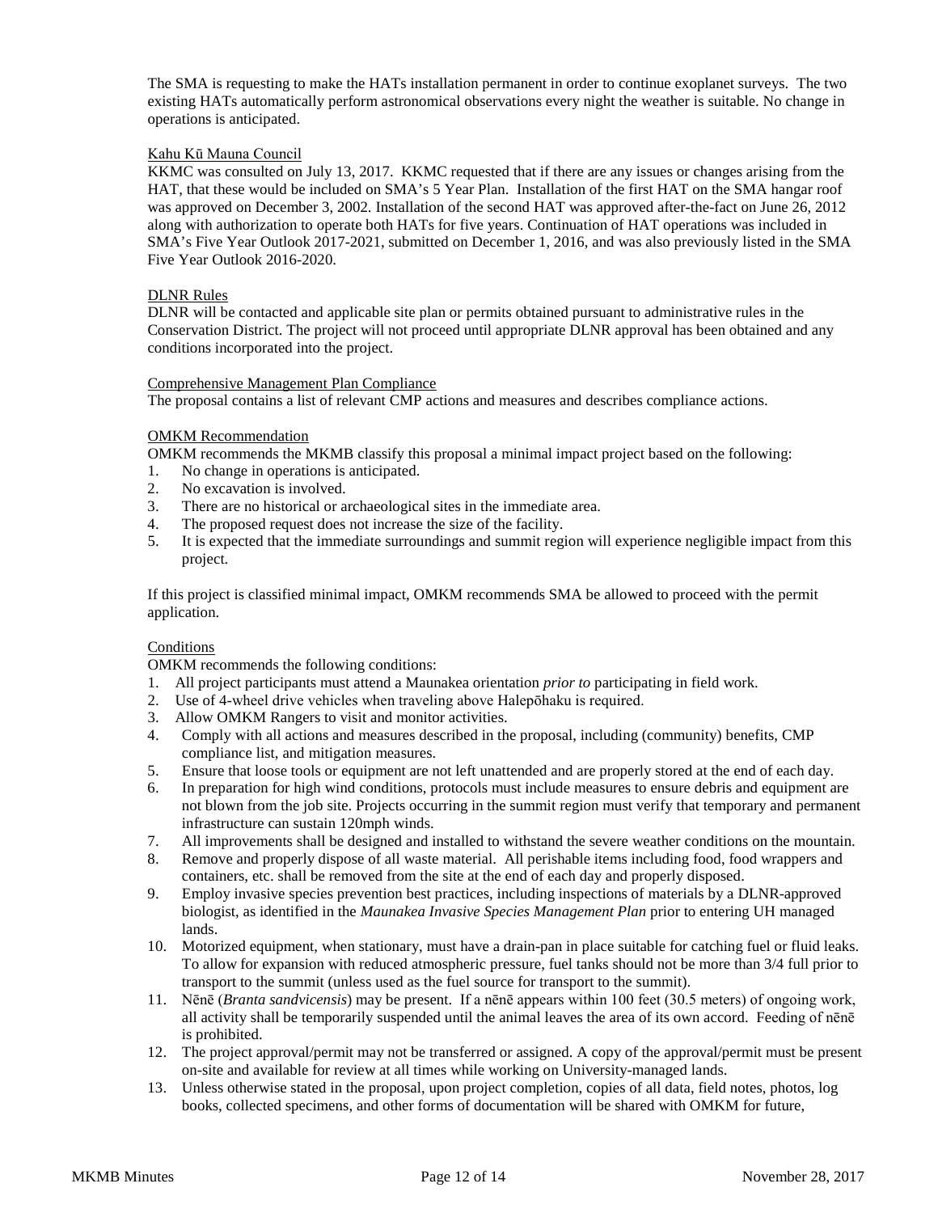The SMA is requesting to make the HATs installation permanent in order to continue exoplanet surveys. The two existing HATs automatically perform astronomical observations every night the weather is suitable. No change in operations is anticipated.

Kahu Kū Mauna Council

KKMC was consulted on July 13, 2017. KKMC requested that if there are any issues or changes arising from the HAT, that these would be included on SMA's 5 Year Plan. Installation of the first HAT on the SMA hangar roof was approved on December 3, 2002. Installation of the second HAT was approved after-the-fact on June 26, 2012 along with authorization to operate both HATs for five years. Continuation of HAT operations was included in SMA's Five Year Outlook 2017-2021, submitted on December 1, 2016, and was also previously listed in the SMA Five Year Outlook 2016-2020.

DLNR Rules

DLNR will be contacted and applicable site plan or permits obtained pursuant to administrative rules in the Conservation District. The project will not proceed until appropriate DLNR approval has been obtained and any conditions incorporated into the project.

Comprehensive Management Plan Compliance

The proposal contains a list of relevant CMP actions and measures and describes compliance actions.

OMKM Recommendation

OMKM recommends the MKMB classify this proposal a minimal impact project based on the following:

1. No change in operations is anticipated.
2. No excavation is involved.
3. There are no historical or archaeological sites in the immediate area.
4. The proposed request does not increase the size of the facility.
5. It is expected that the immediate surroundings and summit region will experience negligible impact from this project.

If this project is classified minimal impact, OMKM recommends SMA be allowed to proceed with the permit application.

Conditions

OMKM recommends the following conditions:

1. All project participants must attend a Maunakea orientation *prior to* participating in field work.
2. Use of 4-wheel drive vehicles when traveling above Halepōhaku is required.
3. Allow OMKM Rangers to visit and monitor activities.
4. Comply with all actions and measures described in the proposal, including (community) benefits, CMP compliance list, and mitigation measures.
5. Ensure that loose tools or equipment are not left unattended and are properly stored at the end of each day.
6. In preparation for high wind conditions, protocols must include measures to ensure debris and equipment are not blown from the job site. Projects occurring in the summit region must verify that temporary and permanent infrastructure can sustain 120mph winds.
7. All improvements shall be designed and installed to withstand the severe weather conditions on the mountain.
8. Remove and properly dispose of all waste material. All perishable items including food, food wrappers and containers, etc. shall be removed from the site at the end of each day and properly disposed.
9. Employ invasive species prevention best practices, including inspections of materials by a DLNR-approved biologist, as identified in the *Maunakea Invasive Species Management Plan* prior to entering UH managed lands.
10. Motorized equipment, when stationary, must have a drain-pan in place suitable for catching fuel or fluid leaks. To allow for expansion with reduced atmospheric pressure, fuel tanks should not be more than 3/4 full prior to transport to the summit (unless used as the fuel source for transport to the summit).
11. Nēnē (*Branta sandvicensis*) may be present. If a nēnē appears within 100 feet (30.5 meters) of ongoing work, all activity shall be temporarily suspended until the animal leaves the area of its own accord. Feeding of nēnē is prohibited.
12. The project approval/permit may not be transferred or assigned. A copy of the approval/permit must be present on-site and available for review at all times while working on University-managed lands.
13. Unless otherwise stated in the proposal, upon project completion, copies of all data, field notes, photos, log books, collected specimens, and other forms of documentation will be shared with OMKM for future,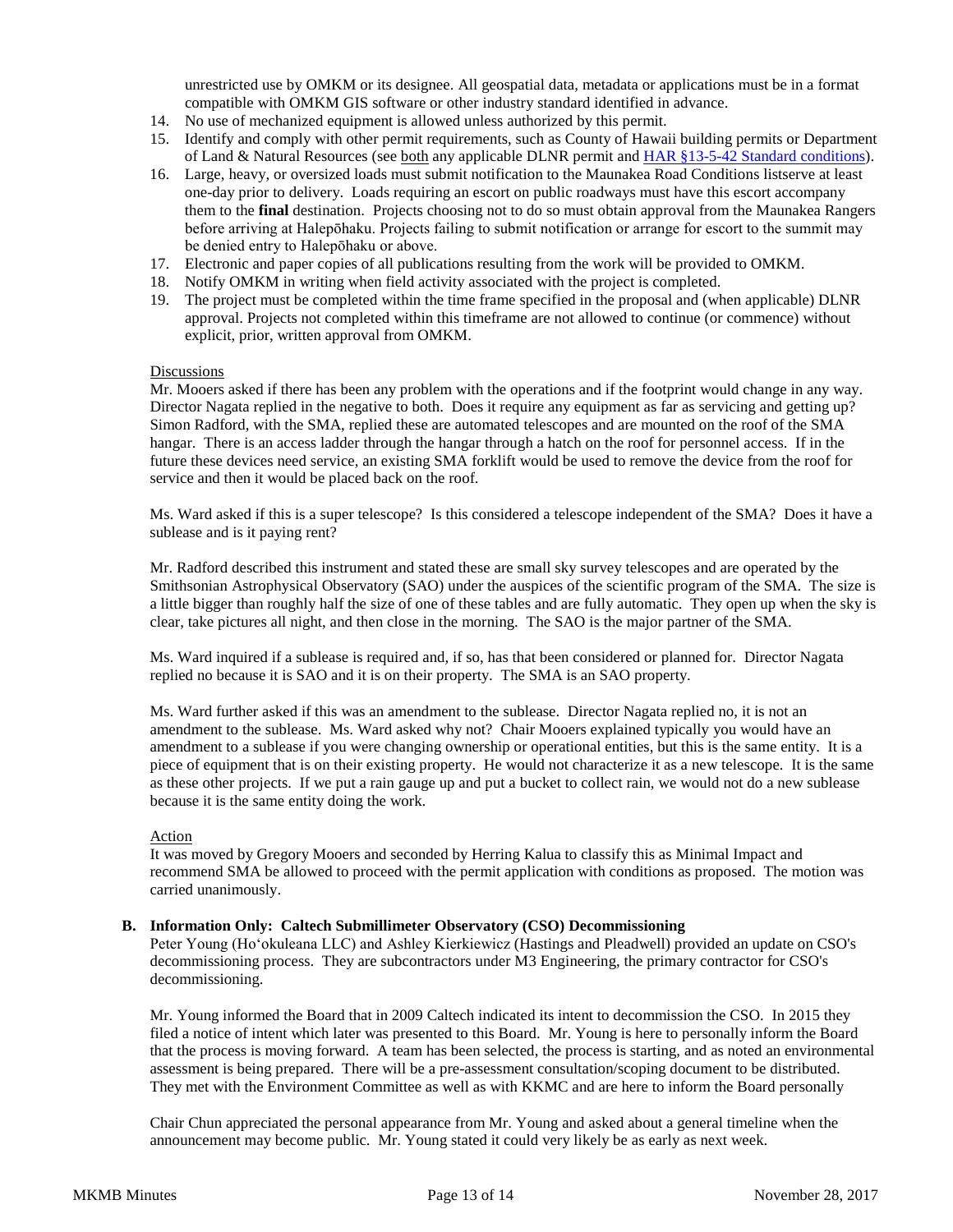unrestricted use by OMKM or its designee. All geospatial data, metadata or applications must be in a format compatible with OMKM GIS software or other industry standard identified in advance.

14. No use of mechanized equipment is allowed unless authorized by this permit.
15. Identify and comply with other permit requirements, such as County of Hawaii building permits or Department of Land & Natural Resources (see both any applicable DLNR permit and HAR §13-5-42 Standard conditions).
16. Large, heavy, or oversized loads must submit notification to the Maunakea Road Conditions listserve at least one-day prior to delivery. Loads requiring an escort on public roadways must have this escort accompany them to the **final** destination. Projects choosing not to do so must obtain approval from the Maunakea Rangers before arriving at Halepōhaku. Projects failing to submit notification or arrange for escort to the summit may be denied entry to Halepōhaku or above.
17. Electronic and paper copies of all publications resulting from the work will be provided to OMKM.
18. Notify OMKM in writing when field activity associated with the project is completed.
19. The project must be completed within the time frame specified in the proposal and (when applicable) DLNR approval. Projects not completed within this timeframe are not allowed to continue (or commence) without explicit, prior, written approval from OMKM.

Discussions

Mr. Mooers asked if there has been any problem with the operations and if the footprint would change in any way. Director Nagata replied in the negative to both. Does it require any equipment as far as servicing and getting up? Simon Radford, with the SMA, replied these are automated telescopes and are mounted on the roof of the SMA hangar. There is an access ladder through the hangar through a hatch on the roof for personnel access. If in the future these devices need service, an existing SMA forklift would be used to remove the device from the roof for service and then it would be placed back on the roof.

Ms. Ward asked if this is a super telescope? Is this considered a telescope independent of the SMA? Does it have a sublease and is it paying rent?

Mr. Radford described this instrument and stated these are small sky survey telescopes and are operated by the Smithsonian Astrophysical Observatory (SAO) under the auspices of the scientific program of the SMA. The size is a little bigger than roughly half the size of one of these tables and are fully automatic. They open up when the sky is clear, take pictures all night, and then close in the morning. The SAO is the major partner of the SMA.

Ms. Ward inquired if a sublease is required and, if so, has that been considered or planned for. Director Nagata replied no because it is SAO and it is on their property. The SMA is an SAO property.

Ms. Ward further asked if this was an amendment to the sublease. Director Nagata replied no, it is not an amendment to the sublease. Ms. Ward asked why not? Chair Mooers explained typically you would have an amendment to a sublease if you were changing ownership or operational entities, but this is the same entity. It is a piece of equipment that is on their existing property. He would not characterize it as a new telescope. It is the same as these other projects. If we put a rain gauge up and put a bucket to collect rain, we would not do a new sublease because it is the same entity doing the work.

Action

It was moved by Gregory Mooers and seconded by Herring Kalua to classify this as Minimal Impact and recommend SMA be allowed to proceed with the permit application with conditions as proposed. The motion was carried unanimously.

**B. Information Only: Caltech Submillimeter Observatory (CSO) Decommissioning**

Peter Young (Hoʻokuleana LLC) and Ashley Kierkiewicz (Hastings and Pleadwell) provided an update on CSO's decommissioning process. They are subcontractors under M3 Engineering, the primary contractor for CSO's decommissioning.

Mr. Young informed the Board that in 2009 Caltech indicated its intent to decommission the CSO. In 2015 they filed a notice of intent which later was presented to this Board. Mr. Young is here to personally inform the Board that the process is moving forward. A team has been selected, the process is starting, and as noted an environmental assessment is being prepared. There will be a pre-assessment consultation/scoping document to be distributed. They met with the Environment Committee as well as with KKMC and are here to inform the Board personally

Chair Chun appreciated the personal appearance from Mr. Young and asked about a general timeline when the announcement may become public. Mr. Young stated it could very likely be as early as next week.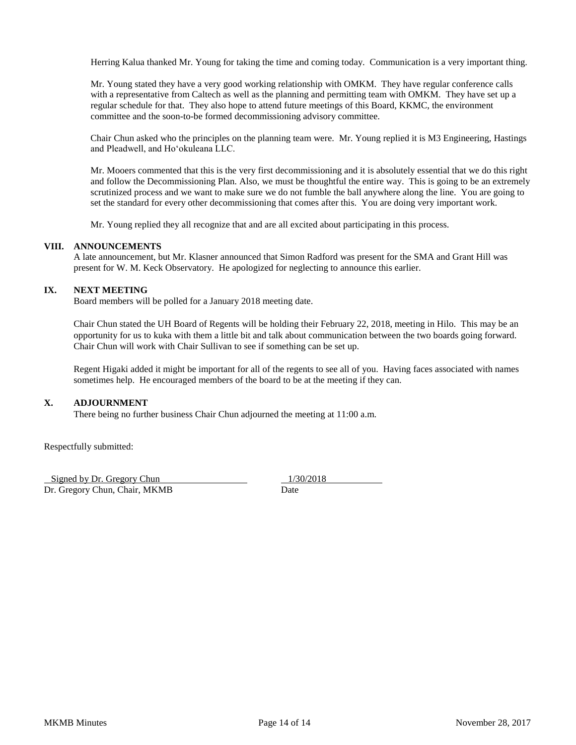Herring Kalua thanked Mr. Young for taking the time and coming today. Communication is a very important thing.

Mr. Young stated they have a very good working relationship with OMKM. They have regular conference calls with a representative from Caltech as well as the planning and permitting team with OMKM. They have set up a regular schedule for that. They also hope to attend future meetings of this Board, KKMC, the environment committee and the soon-to-be formed decommissioning advisory committee.

Chair Chun asked who the principles on the planning team were. Mr. Young replied it is M3 Engineering, Hastings and Pleadwell, and Ho'okuleana LLC.

Mr. Mooers commented that this is the very first decommissioning and it is absolutely essential that we do this right and follow the Decommissioning Plan. Also, we must be thoughtful the entire way. This is going to be an extremely scrutinized process and we want to make sure we do not fumble the ball anywhere along the line. You are going to set the standard for every other decommissioning that comes after this. You are doing very important work.

Mr. Young replied they all recognize that and are all excited about participating in this process.

## VIII. ANNOUNCEMENTS

A late announcement, but Mr. Klasner announced that Simon Radford was present for the SMA and Grant Hill was present for W. M. Keck Observatory. He apologized for neglecting to announce this earlier.

## IX. NEXT MEETING

Board members will be polled for a January 2018 meeting date.

Chair Chun stated the UH Board of Regents will be holding their February 22, 2018, meeting in Hilo. This may be an opportunity for us to kuka with them a little bit and talk about communication between the two boards going forward. Chair Chun will work with Chair Sullivan to see if something can be set up.

Regent Higaki added it might be important for all of the regents to see all of you. Having faces associated with names sometimes help. He encouraged members of the board to be at the meeting if they can.

## X. ADJOURNMENT

There being no further business Chair Chun adjourned the meeting at 11:00 a.m.

Respectfully submitted:

Signed by Dr. Gregory Chun — 1/30/2018

Dr. Gregory Chun, Chair, MKMB — Date